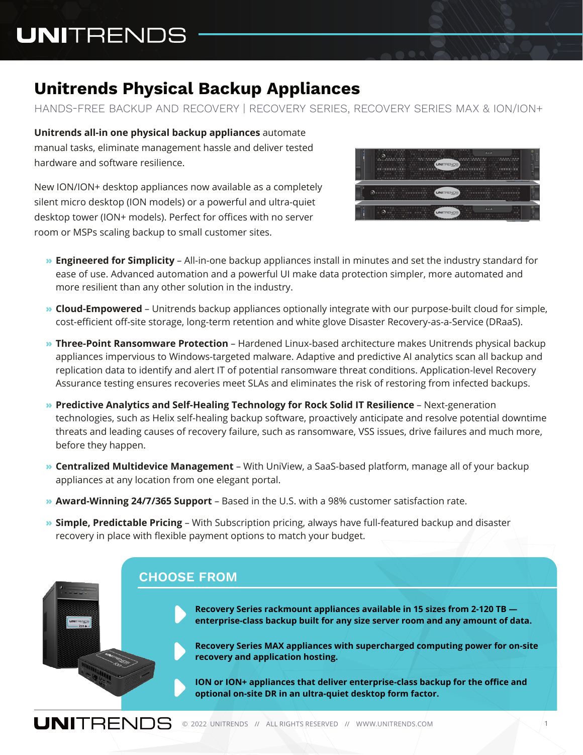# Unitrends Physical Backup Appliances

HANDS-FREE BACKUP AND RECOVERY | RECOVERY SERIES, RECOVERY SERIES MAX & ION/ION+

**Unitrends all-in one physical backup appliances** automate manual tasks, eliminate management hassle and deliver tested hardware and software resilience.

New ION/ION+ desktop appliances now available as a completely silent micro desktop (ION models) or a powerful and ultra-quiet desktop tower (ION+ models). Perfect for offices with no server room or MSPs scaling backup to small customer sites.

- **Engineered for Simplicity** – All-in-one backup appliances install in minutes and set the industry standard for ease of use. Advanced automation and a powerful UI make data protection simpler, more automated and more resilient than any other solution in the industry.
- **Cloud-Empowered** – Unitrends backup appliances optionally integrate with our purpose-built cloud for simple, cost-efficient off-site storage, long-term retention and white glove Disaster Recovery-as-a-Service (DRaaS).
- **Three-Point Ransomware Protection** – Hardened Linux-based architecture makes Unitrends physical backup appliances impervious to Windows-targeted malware. Adaptive and predictive AI analytics scan all backup and replication data to identify and alert IT of potential ransomware threat conditions. Application-level Recovery Assurance testing ensures recoveries meet SLAs and eliminates the risk of restoring from infected backups.
- **Predictive Analytics and Self-Healing Technology for Rock Solid IT Resilience** – Next-generation technologies, such as Helix self-healing backup software, proactively anticipate and resolve potential downtime threats and leading causes of recovery failure, such as ransomware, VSS issues, drive failures and much more, before they happen.
- **Centralized Multidevice Management** – With UniView, a SaaS-based platform, manage all of your backup appliances at any location from one elegant portal.
- **Award-Winning 24/7/365 Support** – Based in the U.S. with a 98% customer satisfaction rate.
- **Simple, Predictable Pricing** – With Subscription pricing, always have full-featured backup and disaster recovery in place with flexible payment options to match your budget.

## CHOOSE FROM

- **Recovery Series rackmount appliances available in 15 sizes from 2-120 TB — enterprise-class backup built for any size server room and any amount of data.**
- **Recovery Series MAX appliances with supercharged computing power for on-site recovery and application hosting.**
- **ION or ION+ appliances that deliver enterprise-class backup for the office and optional on-site DR in an ultra-quiet desktop form factor.**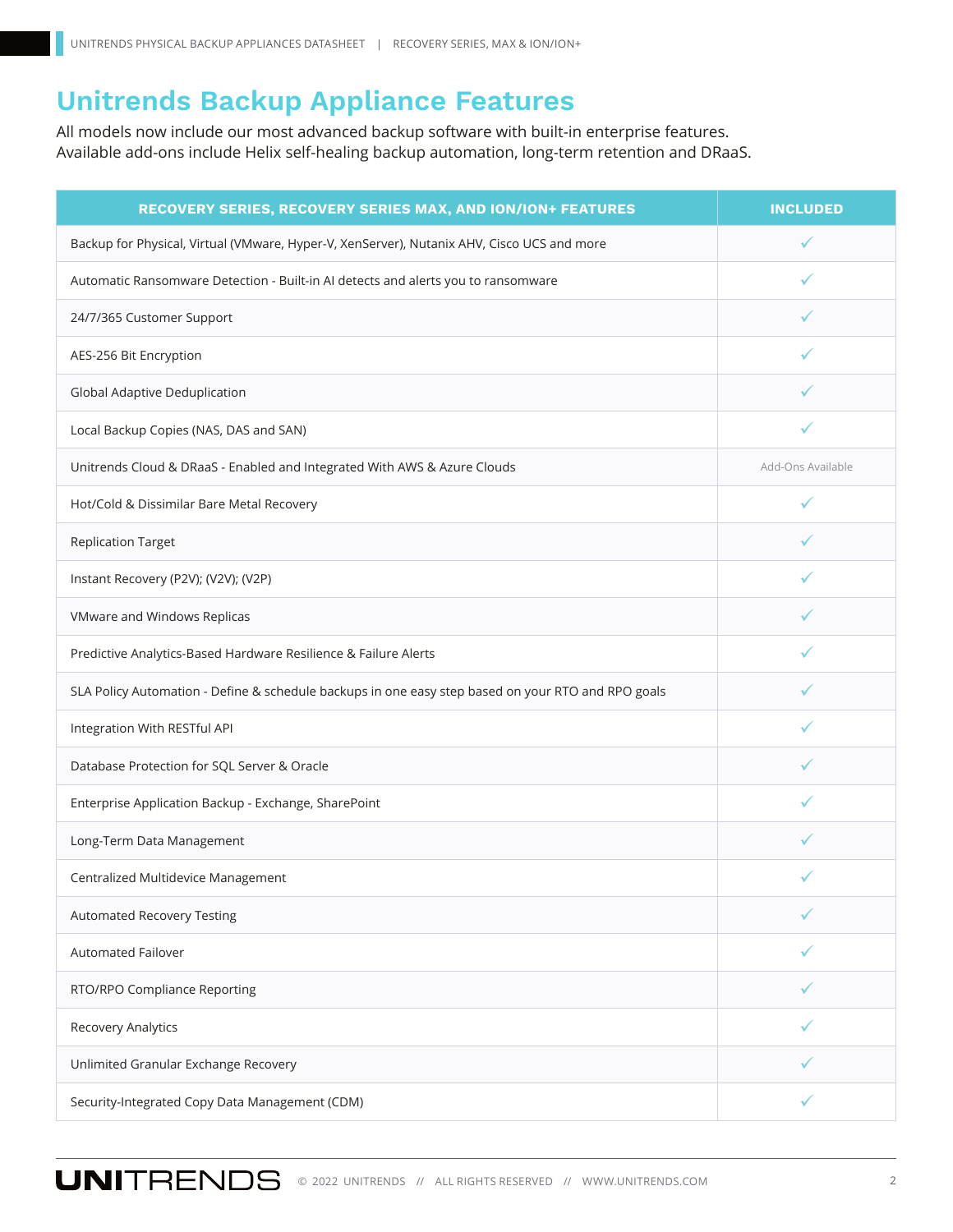# Unitrends Backup Appliance Features

All models now include our most advanced backup software with built-in enterprise features. Available add-ons include Helix self-healing backup automation, long-term retention and DRaaS.

| RECOVERY SERIES, RECOVERY SERIES MAX, AND ION/ION+ FEATURES | INCLUDED |
|---|---|
| Backup for Physical, Virtual (VMware, Hyper-V, XenServer), Nutanix AHV, Cisco UCS and more | ✓ |
| Automatic Ransomware Detection - Built-in AI detects and alerts you to ransomware | ✓ |
| 24/7/365 Customer Support | ✓ |
| AES-256 Bit Encryption | ✓ |
| Global Adaptive Deduplication | ✓ |
| Local Backup Copies (NAS, DAS and SAN) | ✓ |
| Unitrends Cloud & DRaaS - Enabled and Integrated With AWS & Azure Clouds | Add-Ons Available |
| Hot/Cold & Dissimilar Bare Metal Recovery | ✓ |
| Replication Target | ✓ |
| Instant Recovery (P2V); (V2V); (V2P) | ✓ |
| VMware and Windows Replicas | ✓ |
| Predictive Analytics-Based Hardware Resilience & Failure Alerts | ✓ |
| SLA Policy Automation - Define & schedule backups in one easy step based on your RTO and RPO goals | ✓ |
| Integration With RESTful API | ✓ |
| Database Protection for SQL Server & Oracle | ✓ |
| Enterprise Application Backup - Exchange, SharePoint | ✓ |
| Long-Term Data Management | ✓ |
| Centralized Multidevice Management | ✓ |
| Automated Recovery Testing | ✓ |
| Automated Failover | ✓ |
| RTO/RPO Compliance Reporting | ✓ |
| Recovery Analytics | ✓ |
| Unlimited Granular Exchange Recovery | ✓ |
| Security-Integrated Copy Data Management (CDM) | ✓ |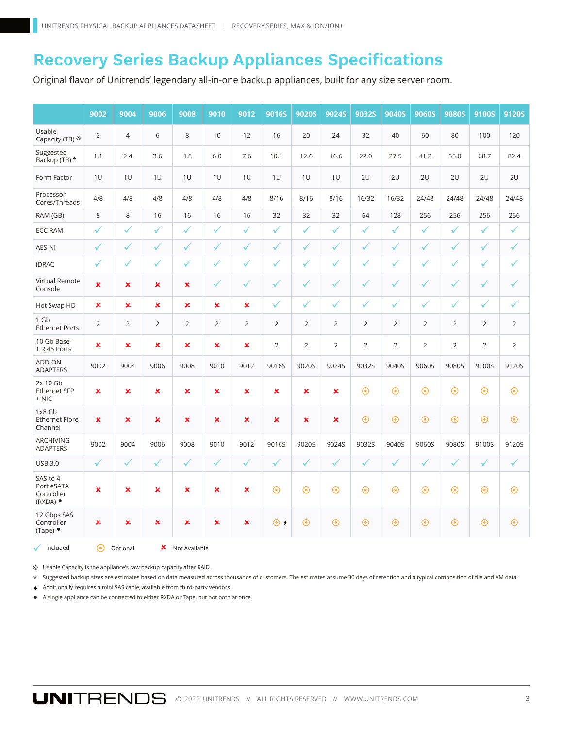# Recovery Series Backup Appliances Specifications

Original flavor of Unitrends' legendary all-in-one backup appliances, built for any size server room.

| | 9002 | 9004 | 9006 | 9008 | 9010 | 9012 | 9016S | 9020S | 9024S | 9032S | 9040S | 9060S | 9080S | 9100S | 9120S |
|---|---|---|---|---|---|---|---|---|---|---|---|---|---|---|---|
| Usable Capacity (TB) ◎ | 2 | 4 | 6 | 8 | 10 | 12 | 16 | 20 | 24 | 32 | 40 | 60 | 80 | 100 | 120 |
| Suggested Backup (TB) * | 1.1 | 2.4 | 3.6 | 4.8 | 6.0 | 7.6 | 10.1 | 12.6 | 16.6 | 22.0 | 27.5 | 41.2 | 55.0 | 68.7 | 82.4 |
| Form Factor | 1U | 1U | 1U | 1U | 1U | 1U | 1U | 1U | 1U | 2U | 2U | 2U | 2U | 2U | 2U |
| Processor Cores/Threads | 4/8 | 4/8 | 4/8 | 4/8 | 4/8 | 4/8 | 8/16 | 8/16 | 8/16 | 16/32 | 16/32 | 24/48 | 24/48 | 24/48 | 24/48 |
| RAM (GB) | 8 | 8 | 16 | 16 | 16 | 16 | 32 | 32 | 32 | 64 | 128 | 256 | 256 | 256 | 256 |
| ECC RAM | ✓ | ✓ | ✓ | ✓ | ✓ | ✓ | ✓ | ✓ | ✓ | ✓ | ✓ | ✓ | ✓ | ✓ | ✓ |
| AES-NI | ✓ | ✓ | ✓ | ✓ | ✓ | ✓ | ✓ | ✓ | ✓ | ✓ | ✓ | ✓ | ✓ | ✓ | ✓ |
| iDRAC | ✓ | ✓ | ✓ | ✓ | ✓ | ✓ | ✓ | ✓ | ✓ | ✓ | ✓ | ✓ | ✓ | ✓ | ✓ |
| Virtual Remote Console | ✗ | ✗ | ✗ | ✗ | ✓ | ✓ | ✓ | ✓ | ✓ | ✓ | ✓ | ✓ | ✓ | ✓ | ✓ |
| Hot Swap HD | ✗ | ✗ | ✗ | ✗ | ✗ | ✗ | ✓ | ✓ | ✓ | ✓ | ✓ | ✓ | ✓ | ✓ | ✓ |
| 1 Gb Ethernet Ports | 2 | 2 | 2 | 2 | 2 | 2 | 2 | 2 | 2 | 2 | 2 | 2 | 2 | 2 | 2 |
| 10 Gb Base - T RJ45 Ports | ✗ | ✗ | ✗ | ✗ | ✗ | ✗ | 2 | 2 | 2 | 2 | 2 | 2 | 2 | 2 | 2 |
| ADD-ON ADAPTERS | 9002 | 9004 | 9006 | 9008 | 9010 | 9012 | 9016S | 9020S | 9024S | 9032S | 9040S | 9060S | 9080S | 9100S | 9120S |
| 2x 10 Gb Ethernet SFP + NIC | ✗ | ✗ | ✗ | ✗ | ✗ | ✗ | ✗ | ✗ | ✗ | ⊙ | ⊙ | ⊙ | ⊙ | ⊙ | ⊙ |
| 1x8 Gb Ethernet Fibre Channel | ✗ | ✗ | ✗ | ✗ | ✗ | ✗ | ✗ | ✗ | ✗ | ⊙ | ⊙ | ⊙ | ⊙ | ⊙ | ⊙ |
| ARCHIVING ADAPTERS | 9002 | 9004 | 9006 | 9008 | 9010 | 9012 | 9016S | 9020S | 9024S | 9032S | 9040S | 9060S | 9080S | 9100S | 9120S |
| USB 3.0 | ✓ | ✓ | ✓ | ✓ | ✓ | ✓ | ✓ | ✓ | ✓ | ✓ | ✓ | ✓ | ✓ | ✓ | ✓ |
| SAS to 4 Port eSATA Controller (RXDA) • | ✗ | ✗ | ✗ | ✗ | ✗ | ✗ | ⊙ | ⊙ | ⊙ | ⊙ | ⊙ | ⊙ | ⊙ | ⊙ | ⊙ |
| 12 Gbps SAS Controller (Tape) • | ✗ | ✗ | ✗ | ✗ | ✗ | ✗ | ⊙ ⚡ | ⊙ | ⊙ | ⊙ | ⊙ | ⊙ | ⊙ | ⊙ | ⊙ |

✓ Included ⊙ Optional ✗ Not Available

◎ Usable Capacity is the appliance's raw backup capacity after RAID.

* Suggested backup sizes are estimates based on data measured across thousands of customers. The estimates assume 30 days of retention and a typical composition of file and VM data.

⚡ Additionally requires a mini SAS cable, available from third-party vendors.

• A single appliance can be connected to either RXDA or Tape, but not both at once.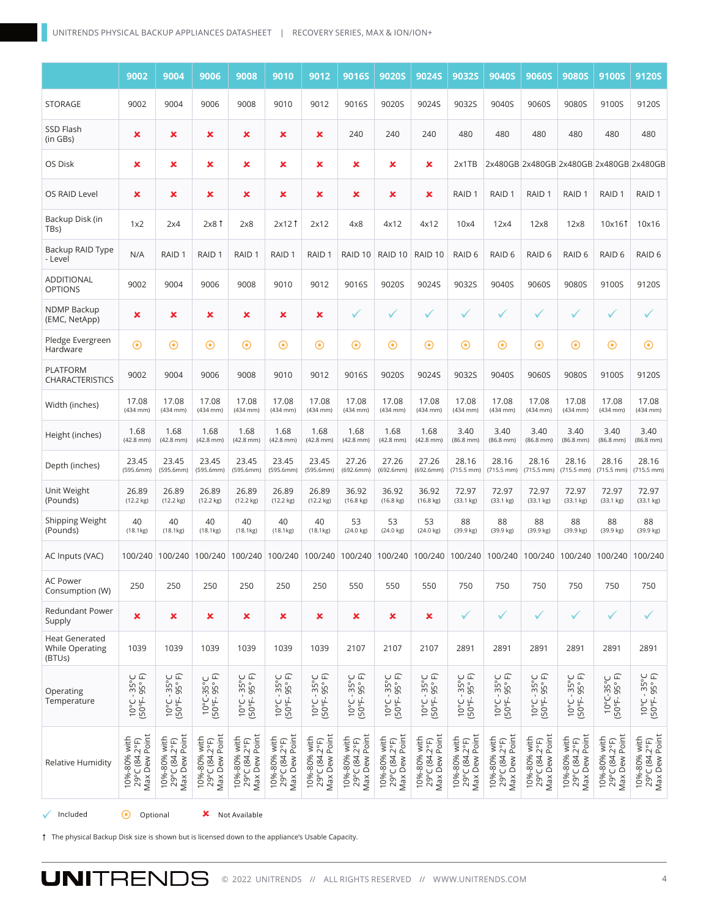| | 9002 | 9004 | 9006 | 9008 | 9010 | 9012 | 9016S | 9020S | 9024S | 9032S | 9040S | 9060S | 9080S | 9100S | 9120S |
|---|---|---|---|---|---|---|---|---|---|---|---|---|---|---|---|
| STORAGE | 9002 | 9004 | 9006 | 9008 | 9010 | 9012 | 9016S | 9020S | 9024S | 9032S | 9040S | 9060S | 9080S | 9100S | 9120S |
| SSD Flash (in GBs) | ✘ | ✘ | ✘ | ✘ | ✘ | ✘ | 240 | 240 | 240 | 480 | 480 | 480 | 480 | 480 | 480 |
| OS Disk | ✘ | ✘ | ✘ | ✘ | ✘ | ✘ | ✘ | ✘ | ✘ | 2x1TB | 2x480GB | 2x480GB | 2x480GB | 2x480GB | 2x480GB |
| OS RAID Level | ✘ | ✘ | ✘ | ✘ | ✘ | ✘ | ✘ | ✘ | ✘ | RAID 1 | RAID 1 | RAID 1 | RAID 1 | RAID 1 | RAID 1 |
| Backup Disk (in TBs) | 1x2 | 2x4 | 2x8 ↑ | 2x8 | 2x12 ↑ | 2x12 | 4x8 | 4x12 | 4x12 | 10x4 | 12x4 | 12x8 | 12x8 | 10x16 ↑ | 10x16 |
| Backup RAID Type - Level | N/A | RAID 1 | RAID 1 | RAID 1 | RAID 1 | RAID 1 | RAID 10 | RAID 10 | RAID 10 | RAID 6 | RAID 6 | RAID 6 | RAID 6 | RAID 6 | RAID 6 |
| ADDITIONAL OPTIONS | 9002 | 9004 | 9006 | 9008 | 9010 | 9012 | 9016S | 9020S | 9024S | 9032S | 9040S | 9060S | 9080S | 9100S | 9120S |
| NDMP Backup (EMC, NetApp) | ✘ | ✘ | ✘ | ✘ | ✘ | ✘ | ✓ | ✓ | ✓ | ✓ | ✓ | ✓ | ✓ | ✓ | ✓ |
| Pledge Evergreen Hardware | ⊙ | ⊙ | ⊙ | ⊙ | ⊙ | ⊙ | ⊙ | ⊙ | ⊙ | ⊙ | ⊙ | ⊙ | ⊙ | ⊙ | ⊙ |
| PLATFORM CHARACTERISTICS | 9002 | 9004 | 9006 | 9008 | 9010 | 9012 | 9016S | 9020S | 9024S | 9032S | 9040S | 9060S | 9080S | 9100S | 9120S |
| Width (inches) | 17.08 (434 mm) | 17.08 (434 mm) | 17.08 (434 mm) | 17.08 (434 mm) | 17.08 (434 mm) | 17.08 (434 mm) | 17.08 (434 mm) | 17.08 (434 mm) | 17.08 (434 mm) | 17.08 (434 mm) | 17.08 (434 mm) | 17.08 (434 mm) | 17.08 (434 mm) | 17.08 (434 mm) | 17.08 (434 mm) |
| Height (inches) | 1.68 (42.8 mm) | 1.68 (42.8 mm) | 1.68 (42.8 mm) | 1.68 (42.8 mm) | 1.68 (42.8 mm) | 1.68 (42.8 mm) | 1.68 (42.8 mm) | 1.68 (42.8 mm) | 1.68 (42.8 mm) | 3.40 (86.8 mm) | 3.40 (86.8 mm) | 3.40 (86.8 mm) | 3.40 (86.8 mm) | 3.40 (86.8 mm) | 3.40 (86.8 mm) |
| Depth (inches) | 23.45 (595.6mm) | 23.45 (595.6mm) | 23.45 (595.6mm) | 23.45 (595.6mm) | 23.45 (595.6mm) | 23.45 (595.6mm) | 27.26 (692.6mm) | 27.26 (692.6mm) | 27.26 (692.6mm) | 28.16 (715.5 mm) | 28.16 (715.5 mm) | 28.16 (715.5 mm) | 28.16 (715.5 mm) | 28.16 (715.5 mm) | 28.16 (715.5 mm) |
| Unit Weight (Pounds) | 26.89 (12.2 kg) | 26.89 (12.2 kg) | 26.89 (12.2 kg) | 26.89 (12.2 kg) | 26.89 (12.2 kg) | 26.89 (12.2 kg) | 36.92 (16.8 kg) | 36.92 (16.8 kg) | 36.92 (16.8 kg) | 72.97 (33.1 kg) | 72.97 (33.1 kg) | 72.97 (33.1 kg) | 72.97 (33.1 kg) | 72.97 (33.1 kg) | 72.97 (33.1 kg) |
| Shipping Weight (Pounds) | 40 (18.1kg) | 40 (18.1kg) | 40 (18.1kg) | 40 (18.1kg) | 40 (18.1kg) | 40 (18.1kg) | 53 (24.0 kg) | 53 (24.0 kg) | 53 (24.0 kg) | 88 (39.9 kg) | 88 (39.9 kg) | 88 (39.9 kg) | 88 (39.9 kg) | 88 (39.9 kg) | 88 (39.9 kg) |
| AC Inputs (VAC) | 100/240 | 100/240 | 100/240 | 100/240 | 100/240 | 100/240 | 100/240 | 100/240 | 100/240 | 100/240 | 100/240 | 100/240 | 100/240 | 100/240 | 100/240 |
| AC Power Consumption (W) | 250 | 250 | 250 | 250 | 250 | 250 | 550 | 550 | 550 | 750 | 750 | 750 | 750 | 750 | 750 |
| Redundant Power Supply | ✘ | ✘ | ✘ | ✘ | ✘ | ✘ | ✘ | ✘ | ✘ | ✓ | ✓ | ✓ | ✓ | ✓ | ✓ |
| Heat Generated While Operating (BTUs) | 1039 | 1039 | 1039 | 1039 | 1039 | 1039 | 2107 | 2107 | 2107 | 2891 | 2891 | 2891 | 2891 | 2891 | 2891 |
| Operating Temperature | 10°C - 35°C (50°F- 95° F) | 10°C - 35°C (50°F- 95° F) | 10°C-35°C (50°F- 95° F) | 10°C - 35°C (50°F- 95° F) | 10°C - 35°C (50°F- 95° F) | 10°C - 35°C (50°F- 95° F) | 10°C - 35°C (50°F- 95° F) | 10°C - 35°C (50°F- 95° F) | 10°C - 35°C (50°F- 95° F) | 10°C - 35°C (50°F- 95° F) | 10°C - 35°C (50°F- 95° F) | 10°C - 35°C (50°F- 95° F) | 10°C - 35°C (50°F- 95° F) | 10°C-35°C (50°F- 95° F) | 10°C - 35°C (50°F- 95° F) |
| Relative Humidity | 10%-80% with 29°C (84.2°F) Max Dew Point | 10%-80% with 29°C (84.2°F) Max Dew Point | 10%-80% with 29°C (84.2°F) Max Dew Point | 10%-80% with 29°C (84.2°F) Max Dew Point | 10%-80% with 29°C (84.2°F) Max Dew Point | 10%-80% with 29°C (84.2°F) Max Dew Point | 10%-80% with 29°C (84.2°F) Max Dew Point | 10%-80% with 29°C (84.2°F) Max Dew Point | 10%-80% with 29°C (84.2°F) Max Dew Point | 10%-80% with 29°C (84.2°F) Max Dew Point | 10%-80% with 29°C (84.2°F) Max Dew Point | 10%-80% with 29°C (84.2°F) Max Dew Point | 10%-80% with 29°C (84.2°F) Max Dew Point | 10%-80% with 29°C (84.2°F) Max Dew Point | 10%-80% with 29°C (84.2°F) Max Dew Point |

✓ Included ⊙ Optional ✘ Not Available

↑ The physical Backup Disk size is shown but is licensed down to the appliance's Usable Capacity.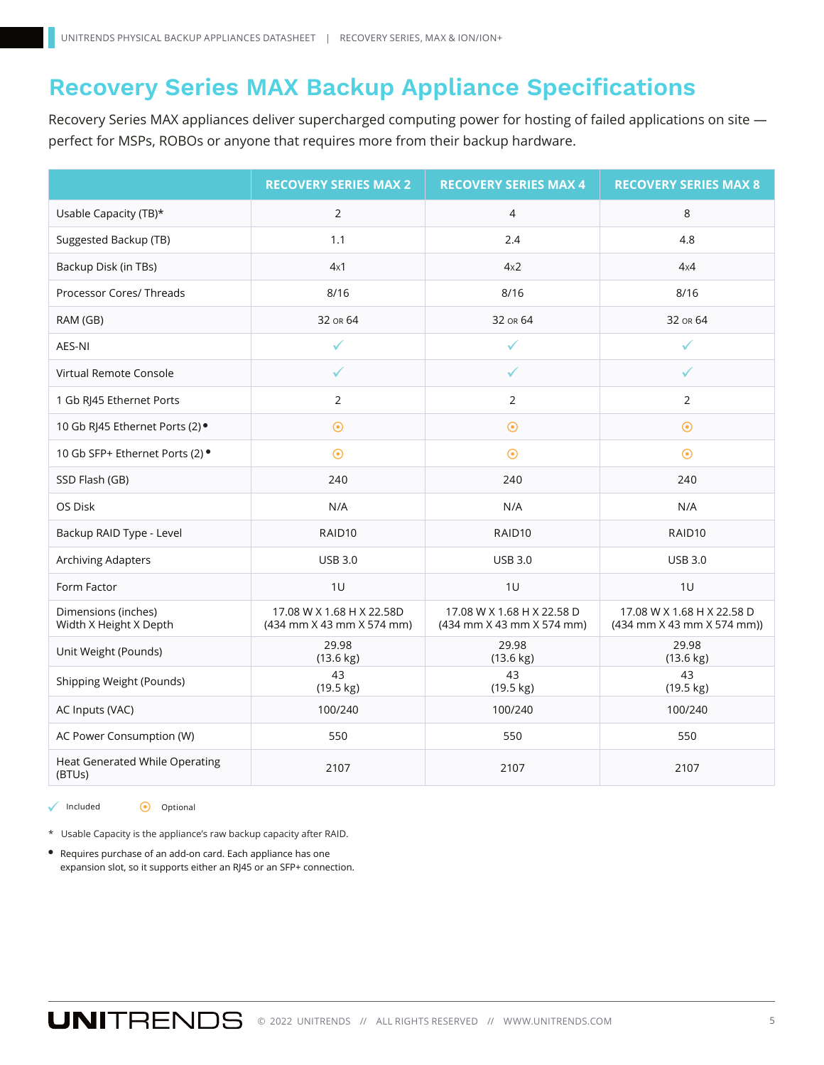# Recovery Series MAX Backup Appliance Specifications

Recovery Series MAX appliances deliver supercharged computing power for hosting of failed applications on site — perfect for MSPs, ROBOs or anyone that requires more from their backup hardware.

| | RECOVERY SERIES MAX 2 | RECOVERY SERIES MAX 4 | RECOVERY SERIES MAX 8 |
|---|---|---|---|
| Usable Capacity (TB)* | 2 | 4 | 8 |
| Suggested Backup (TB) | 1.1 | 2.4 | 4.8 |
| Backup Disk (in TBs) | 4x1 | 4x2 | 4x4 |
| Processor Cores/ Threads | 8/16 | 8/16 | 8/16 |
| RAM (GB) | 32 OR 64 | 32 OR 64 | 32 OR 64 |
| AES-NI | ✓ | ✓ | ✓ |
| Virtual Remote Console | ✓ | ✓ | ✓ |
| 1 Gb RJ45 Ethernet Ports | 2 | 2 | 2 |
| 10 Gb RJ45 Ethernet Ports (2) • | ⊙ | ⊙ | ⊙ |
| 10 Gb SFP+ Ethernet Ports (2) • | ⊙ | ⊙ | ⊙ |
| SSD Flash (GB) | 240 | 240 | 240 |
| OS Disk | N/A | N/A | N/A |
| Backup RAID Type - Level | RAID10 | RAID10 | RAID10 |
| Archiving Adapters | USB 3.0 | USB 3.0 | USB 3.0 |
| Form Factor | 1U | 1U | 1U |
| Dimensions (inches) Width X Height X Depth | 17.08 W X 1.68 H X 22.58D (434 mm X 43 mm X 574 mm) | 17.08 W X 1.68 H X 22.58 D (434 mm X 43 mm X 574 mm) | 17.08 W X 1.68 H X 22.58 D (434 mm X 43 mm X 574 mm)) |
| Unit Weight (Pounds) | 29.98 (13.6 kg) | 29.98 (13.6 kg) | 29.98 (13.6 kg) |
| Shipping Weight (Pounds) | 43 (19.5 kg) | 43 (19.5 kg) | 43 (19.5 kg) |
| AC Inputs (VAC) | 100/240 | 100/240 | 100/240 |
| AC Power Consumption (W) | 550 | 550 | 550 |
| Heat Generated While Operating (BTUs) | 2107 | 2107 | 2107 |

✓ Included ⊙ Optional

\* Usable Capacity is the appliance's raw backup capacity after RAID.

• Requires purchase of an add-on card. Each appliance has one expansion slot, so it supports either an RJ45 or an SFP+ connection.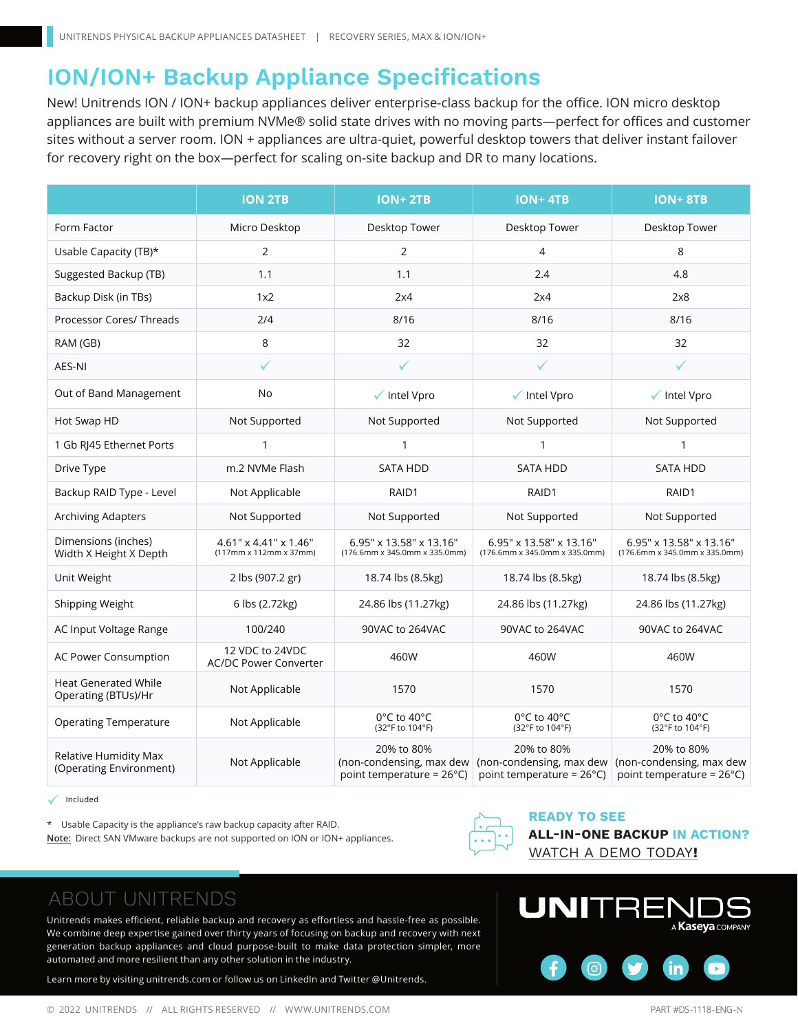# ION/ION+ Backup Appliance Specifications

New! Unitrends ION / ION+ backup appliances deliver enterprise-class backup for the office. ION micro desktop appliances are built with premium NVMe® solid state drives with no moving parts—perfect for offices and customer sites without a server room. ION + appliances are ultra-quiet, powerful desktop towers that deliver instant failover for recovery right on the box—perfect for scaling on-site backup and DR to many locations.

| | ION 2TB | ION+ 2TB | ION+ 4TB | ION+ 8TB |
|---|---|---|---|---|
| Form Factor | Micro Desktop | Desktop Tower | Desktop Tower | Desktop Tower |
| Usable Capacity (TB)* | 2 | 2 | 4 | 8 |
| Suggested Backup (TB) | 1.1 | 1.1 | 2.4 | 4.8 |
| Backup Disk (in TBs) | 1x2 | 2x4 | 2x4 | 2x8 |
| Processor Cores/ Threads | 2/4 | 8/16 | 8/16 | 8/16 |
| RAM (GB) | 8 | 32 | 32 | 32 |
| AES-NI | ✓ | ✓ | ✓ | ✓ |
| Out of Band Management | No | ✓ Intel Vpro | ✓ Intel Vpro | ✓ Intel Vpro |
| Hot Swap HD | Not Supported | Not Supported | Not Supported | Not Supported |
| 1 Gb RJ45 Ethernet Ports | 1 | 1 | 1 | 1 |
| Drive Type | m.2 NVMe Flash | SATA HDD | SATA HDD | SATA HDD |
| Backup RAID Type - Level | Not Applicable | RAID1 | RAID1 | RAID1 |
| Archiving Adapters | Not Supported | Not Supported | Not Supported | Not Supported |
| Dimensions (inches) Width X Height X Depth | 4.61" x 4.41" x 1.46" (117mm x 112mm x 37mm) | 6.95" x 13.58" x 13.16" (176.6mm x 345.0mm x 335.0mm) | 6.95" x 13.58" x 13.16" (176.6mm x 345.0mm x 335.0mm) | 6.95" x 13.58" x 13.16" (176.6mm x 345.0mm x 335.0mm) |
| Unit Weight | 2 lbs (907.2 gr) | 18.74 lbs (8.5kg) | 18.74 lbs (8.5kg) | 18.74 lbs (8.5kg) |
| Shipping Weight | 6 lbs (2.72kg) | 24.86 lbs (11.27kg) | 24.86 lbs (11.27kg) | 24.86 lbs (11.27kg) |
| AC Input Voltage Range | 100/240 | 90VAC to 264VAC | 90VAC to 264VAC | 90VAC to 264VAC |
| AC Power Consumption | 12 VDC to 24VDC AC/DC Power Converter | 460W | 460W | 460W |
| Heat Generated While Operating (BTUs)/Hr | Not Applicable | 1570 | 1570 | 1570 |
| Operating Temperature | Not Applicable | 0°C to 40°C (32°F to 104°F) | 0°C to 40°C (32°F to 104°F) | 0°C to 40°C (32°F to 104°F) |
| Relative Humidity Max (Operating Environment) | Not Applicable | 20% to 80% (non-condensing, max dew point temperature = 26°C) | 20% to 80% (non-condensing, max dew point temperature = 26°C) | 20% to 80% (non-condensing, max dew point temperature = 26°C) |

✓ Included

\* Usable Capacity is the appliance's raw backup capacity after RAID.

Note: Direct SAN VMware backups are not supported on ION or ION+ appliances.

**READY TO SEE ALL-IN-ONE BACKUP IN ACTION?**

WATCH A DEMO TODAY!

## ABOUT UNITRENDS

Unitrends makes efficient, reliable backup and recovery as effortless and hassle-free as possible. We combine deep expertise gained over thirty years of focusing on backup and recovery with next generation backup appliances and cloud purpose-built to make data protection simpler, more automated and more resilient than any other solution in the industry.

Learn more by visiting unitrends.com or follow us on LinkedIn and Twitter @Unitrends.

UNITRENDS
A Kaseya COMPANY

© 2022 UNITRENDS // ALL RIGHTS RESERVED // WWW.UNITRENDS.COM

PART #DS-1118-ENG-N